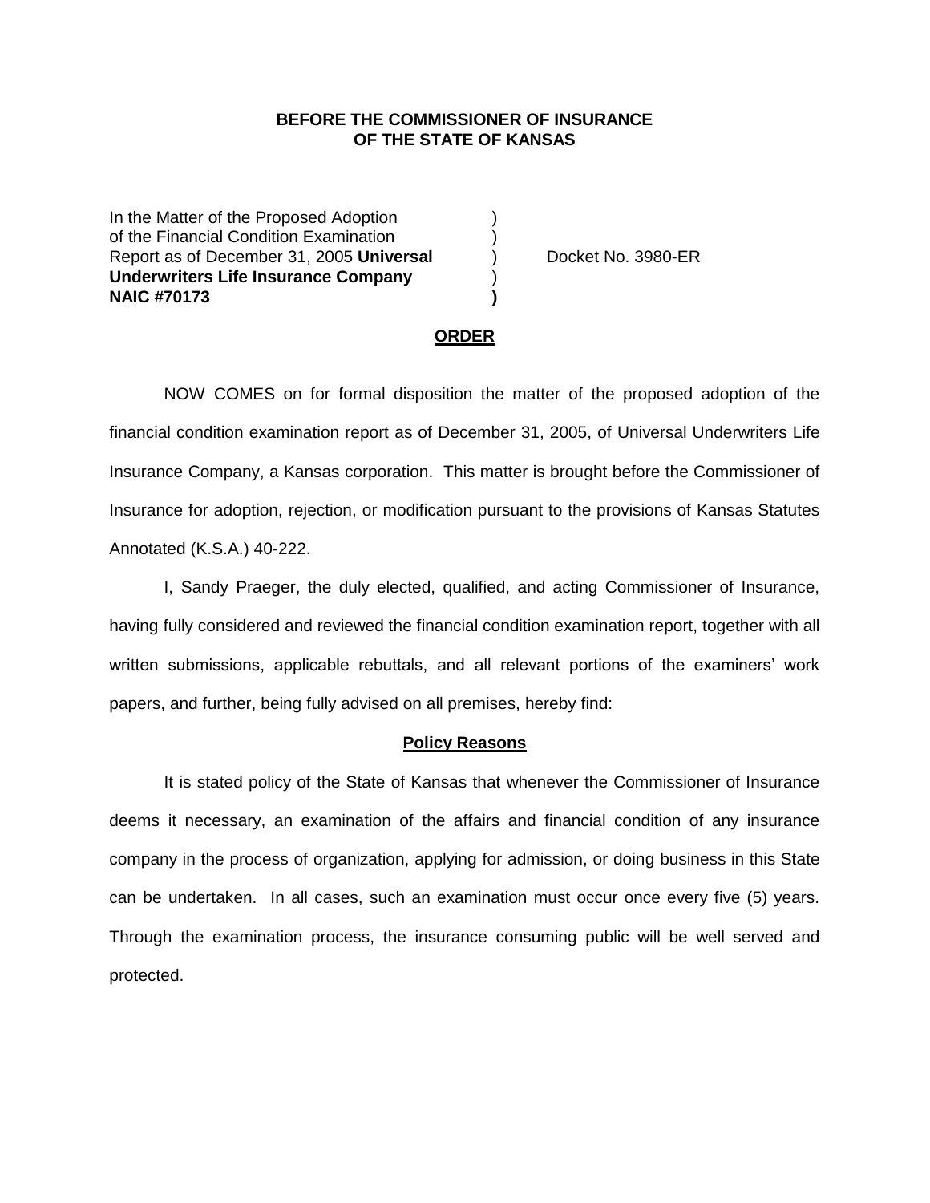**BEFORE THE COMMISSIONER OF INSURANCE**
**OF THE STATE OF KANSAS**

In the Matter of the Proposed Adoption )
of the Financial Condition Examination )
Report as of December 31, 2005 **Universal** ) Docket No. 3980-ER
**Underwriters Life Insurance Company** )
**NAIC #70173** )

## ORDER

NOW COMES on for formal disposition the matter of the proposed adoption of the financial condition examination report as of December 31, 2005, of Universal Underwriters Life Insurance Company, a Kansas corporation. This matter is brought before the Commissioner of Insurance for adoption, rejection, or modification pursuant to the provisions of Kansas Statutes Annotated (K.S.A.) 40-222.

I, Sandy Praeger, the duly elected, qualified, and acting Commissioner of Insurance, having fully considered and reviewed the financial condition examination report, together with all written submissions, applicable rebuttals, and all relevant portions of the examiners' work papers, and further, being fully advised on all premises, hereby find:

### Policy Reasons

It is stated policy of the State of Kansas that whenever the Commissioner of Insurance deems it necessary, an examination of the affairs and financial condition of any insurance company in the process of organization, applying for admission, or doing business in this State can be undertaken. In all cases, such an examination must occur once every five (5) years. Through the examination process, the insurance consuming public will be well served and protected.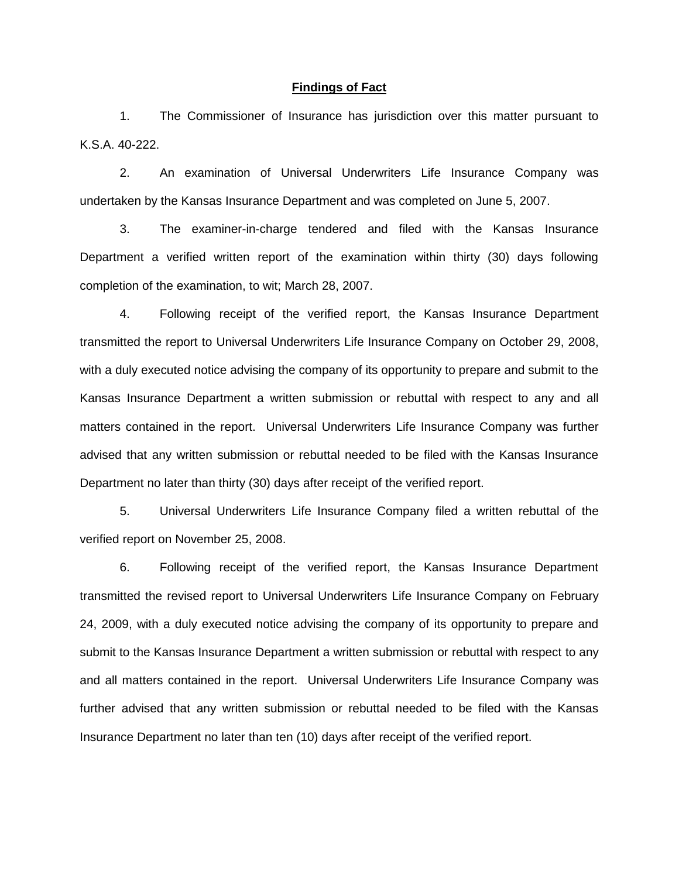## Findings of Fact

1. The Commissioner of Insurance has jurisdiction over this matter pursuant to K.S.A. 40-222.

2. An examination of Universal Underwriters Life Insurance Company was undertaken by the Kansas Insurance Department and was completed on June 5, 2007.

3. The examiner-in-charge tendered and filed with the Kansas Insurance Department a verified written report of the examination within thirty (30) days following completion of the examination, to wit; March 28, 2007.

4. Following receipt of the verified report, the Kansas Insurance Department transmitted the report to Universal Underwriters Life Insurance Company on October 29, 2008, with a duly executed notice advising the company of its opportunity to prepare and submit to the Kansas Insurance Department a written submission or rebuttal with respect to any and all matters contained in the report. Universal Underwriters Life Insurance Company was further advised that any written submission or rebuttal needed to be filed with the Kansas Insurance Department no later than thirty (30) days after receipt of the verified report.

5. Universal Underwriters Life Insurance Company filed a written rebuttal of the verified report on November 25, 2008.

6. Following receipt of the verified report, the Kansas Insurance Department transmitted the revised report to Universal Underwriters Life Insurance Company on February 24, 2009, with a duly executed notice advising the company of its opportunity to prepare and submit to the Kansas Insurance Department a written submission or rebuttal with respect to any and all matters contained in the report. Universal Underwriters Life Insurance Company was further advised that any written submission or rebuttal needed to be filed with the Kansas Insurance Department no later than ten (10) days after receipt of the verified report.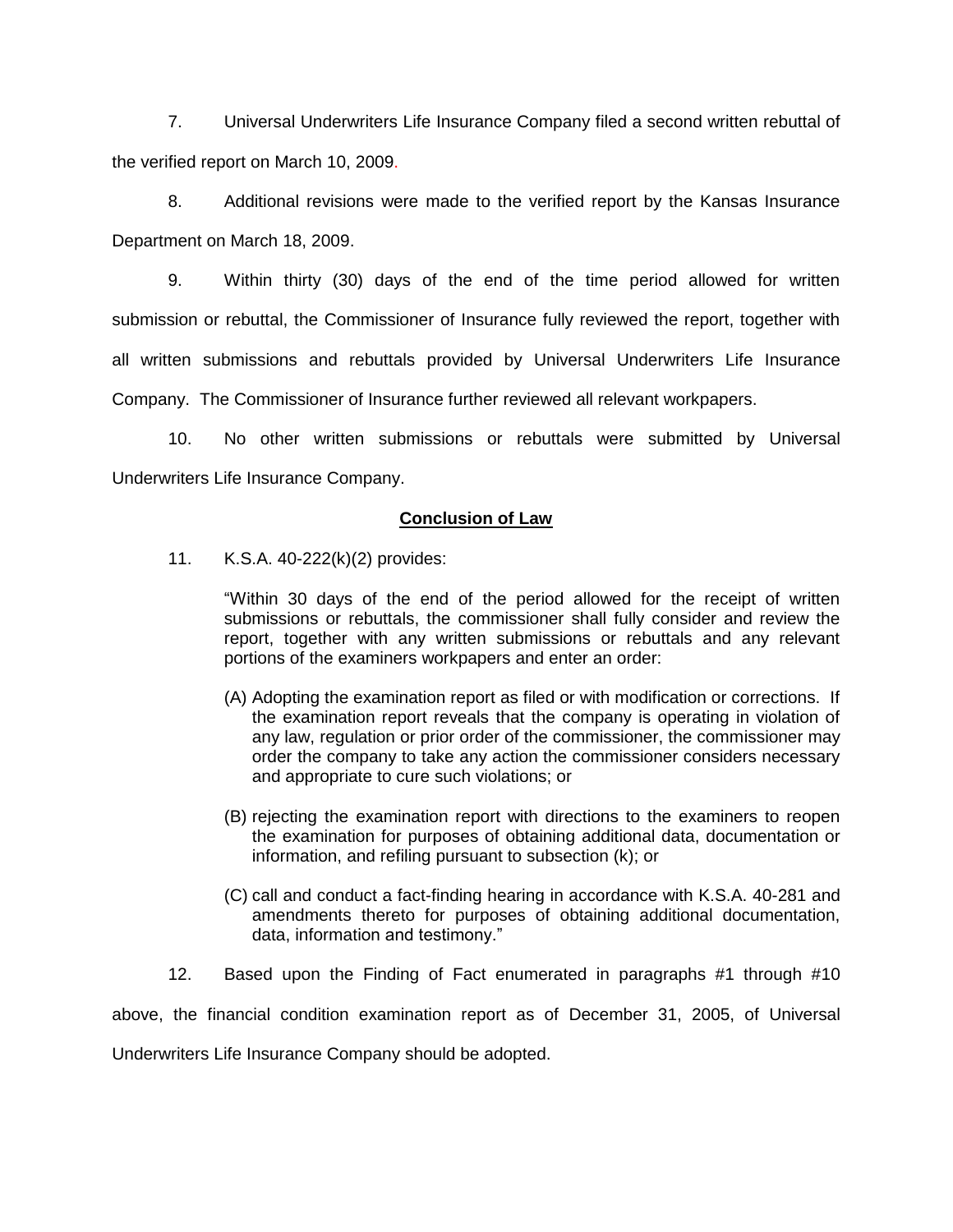7. Universal Underwriters Life Insurance Company filed a second written rebuttal of the verified report on March 10, 2009.

8. Additional revisions were made to the verified report by the Kansas Insurance Department on March 18, 2009.

9. Within thirty (30) days of the end of the time period allowed for written submission or rebuttal, the Commissioner of Insurance fully reviewed the report, together with all written submissions and rebuttals provided by Universal Underwriters Life Insurance Company. The Commissioner of Insurance further reviewed all relevant workpapers.

10. No other written submissions or rebuttals were submitted by Universal Underwriters Life Insurance Company.

## Conclusion of Law

11. K.S.A. 40-222(k)(2) provides:

> "Within 30 days of the end of the period allowed for the receipt of written submissions or rebuttals, the commissioner shall fully consider and review the report, together with any written submissions or rebuttals and any relevant portions of the examiners workpapers and enter an order:
>
> (A) Adopting the examination report as filed or with modification or corrections. If the examination report reveals that the company is operating in violation of any law, regulation or prior order of the commissioner, the commissioner may order the company to take any action the commissioner considers necessary and appropriate to cure such violations; or
>
> (B) rejecting the examination report with directions to the examiners to reopen the examination for purposes of obtaining additional data, documentation or information, and refiling pursuant to subsection (k); or
>
> (C) call and conduct a fact-finding hearing in accordance with K.S.A. 40-281 and amendments thereto for purposes of obtaining additional documentation, data, information and testimony."

12. Based upon the Finding of Fact enumerated in paragraphs #1 through #10 above, the financial condition examination report as of December 31, 2005, of Universal Underwriters Life Insurance Company should be adopted.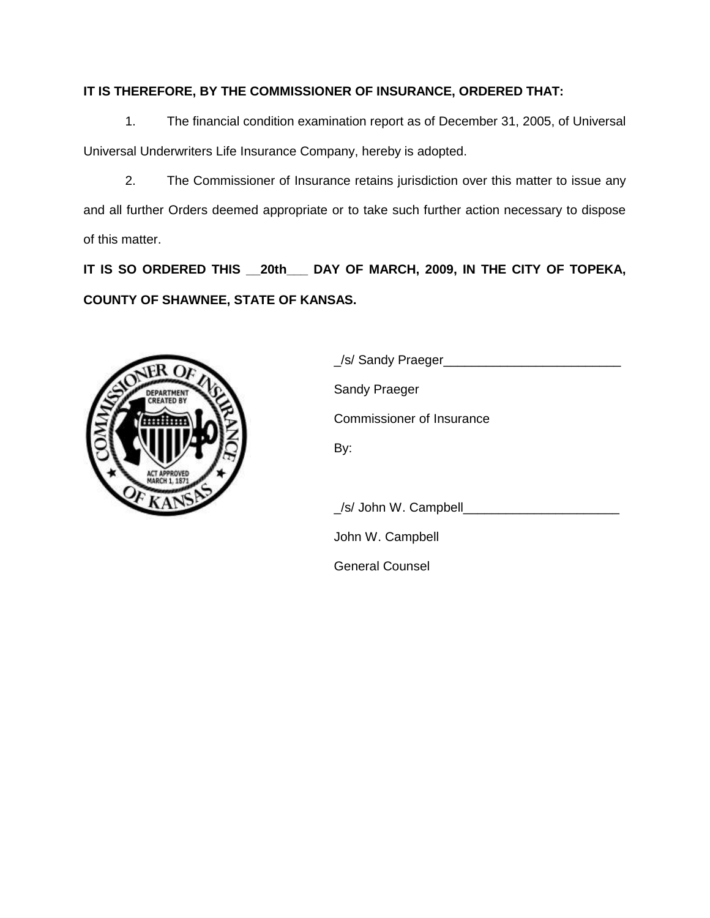**IT IS THEREFORE, BY THE COMMISSIONER OF INSURANCE, ORDERED THAT:**

1. The financial condition examination report as of December 31, 2005, of Universal Universal Underwriters Life Insurance Company, hereby is adopted.

2. The Commissioner of Insurance retains jurisdiction over this matter to issue any and all further Orders deemed appropriate or to take such further action necessary to dispose of this matter.

**IT IS SO ORDERED THIS __20th___ DAY OF MARCH, 2009, IN THE CITY OF TOPEKA, COUNTY OF SHAWNEE, STATE OF KANSAS.**

_/s/ Sandy Praeger_________________________

Sandy Praeger

Commissioner of Insurance

By:

_/s/ John W. Campbell______________________

John W. Campbell

General Counsel